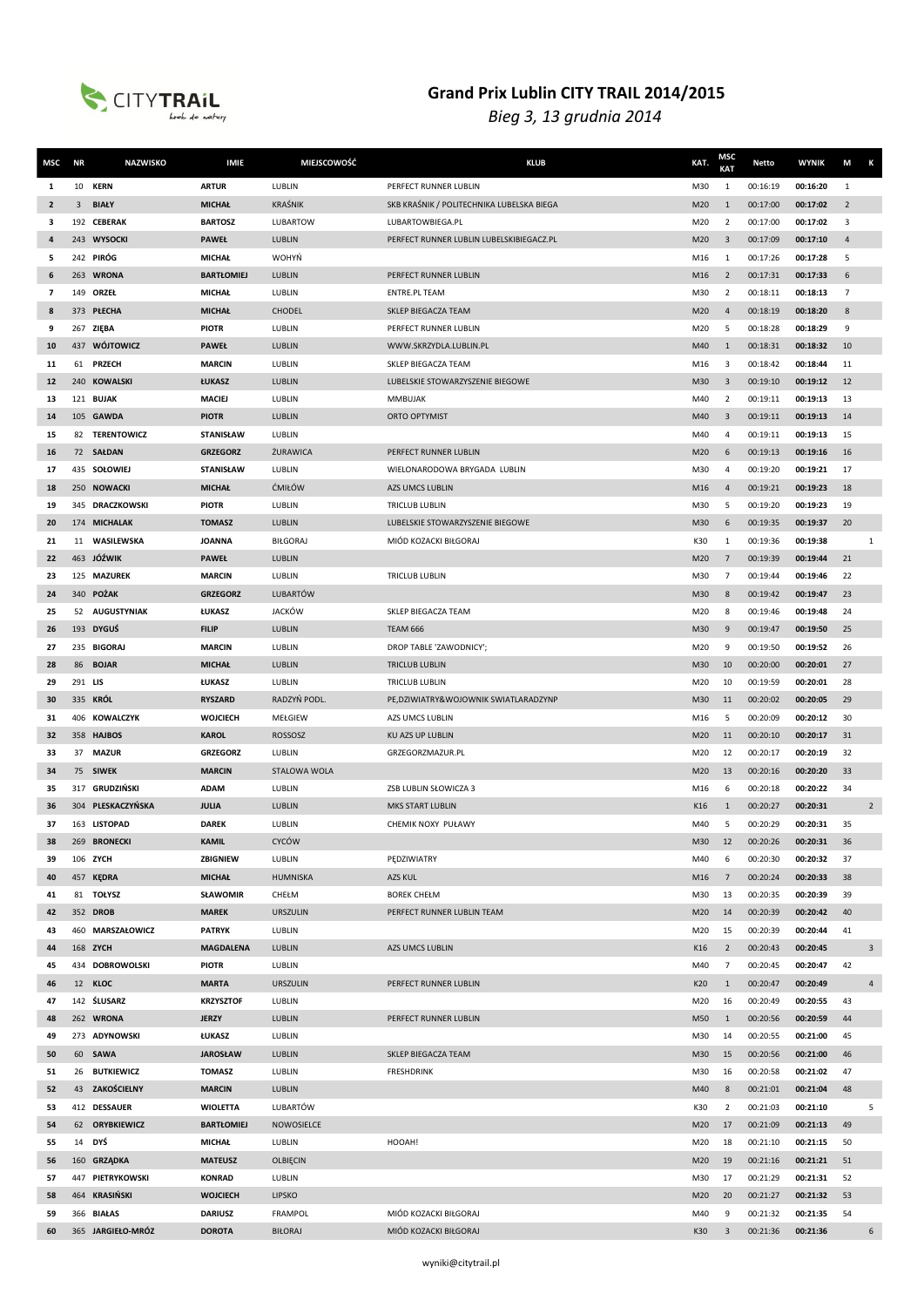# Grand Prix Lublin CITY TRAIL 2014/2015

*Bieg 3, 13 grudnia 2014*

| MSC | NR | NAZWISKO | IMIE | MIEJSCOWOŚĆ | KLUB | KAT. | MSC KAT | Netto | WYNIK | M | K |
|---|---|---|---|---|---|---|---|---|---|---|---|
| 1 | 10 | KERN | ARTUR | LUBLIN | PERFECT RUNNER LUBLIN | M30 | 1 | 00:16:19 | 00:16:20 | 1 | |
| 2 | 3 | BIAŁY | MICHAŁ | KRAŚNIK | SKB KRAŚNIK / POLITECHNIKA LUBELSKA BIEGA | M20 | 1 | 00:17:00 | 00:17:02 | 2 | |
| 3 | 192 | CEBERAK | BARTOSZ | LUBARTOW | LUBARTOWBIEGA.PL | M20 | 2 | 00:17:00 | 00:17:02 | 3 | |
| 4 | 243 | WYSOCKI | PAWEŁ | LUBLIN | PERFECT RUNNER LUBLIN LUBELSKIBIEGACZ.PL | M20 | 3 | 00:17:09 | 00:17:10 | 4 | |
| 5 | 242 | PIRÓG | MICHAŁ | WOHYŃ | | M16 | 1 | 00:17:26 | 00:17:28 | 5 | |
| 6 | 263 | WRONA | BARTŁOMIEJ | LUBLIN | PERFECT RUNNER LUBLIN | M16 | 2 | 00:17:31 | 00:17:33 | 6 | |
| 7 | 149 | ORZEŁ | MICHAŁ | LUBLIN | ENTRE.PL TEAM | M30 | 2 | 00:18:11 | 00:18:13 | 7 | |
| 8 | 373 | PŁECHA | MICHAŁ | CHODEL | SKLEP BIEGACZA TEAM | M20 | 4 | 00:18:19 | 00:18:20 | 8 | |
| 9 | 267 | ZIĘBA | PIOTR | LUBLIN | PERFECT RUNNER LUBLIN | M20 | 5 | 00:18:28 | 00:18:29 | 9 | |
| 10 | 437 | WÓJTOWICZ | PAWEŁ | LUBLIN | WWW.SKRZYDLA.LUBLIN.PL | M40 | 1 | 00:18:31 | 00:18:32 | 10 | |
| 11 | 61 | PRZECH | MARCIN | LUBLIN | SKLEP BIEGACZA TEAM | M16 | 3 | 00:18:42 | 00:18:44 | 11 | |
| 12 | 240 | KOWALSKI | ŁUKASZ | LUBLIN | LUBELSKIE STOWARZYSZENIE BIEGOWE | M30 | 3 | 00:19:10 | 00:19:12 | 12 | |
| 13 | 121 | BUJAK | MACIEJ | LUBLIN | MMBUJAK | M40 | 2 | 00:19:11 | 00:19:13 | 13 | |
| 14 | 105 | GAWDA | PIOTR | LUBLIN | ORTO OPTYMIST | M40 | 3 | 00:19:11 | 00:19:13 | 14 | |
| 15 | 82 | TERENTOWICZ | STANISŁAW | LUBLIN | | M40 | 4 | 00:19:11 | 00:19:13 | 15 | |
| 16 | 72 | SAŁDAN | GRZEGORZ | ŻURAWICA | PERFECT RUNNER LUBLIN | M20 | 6 | 00:19:13 | 00:19:16 | 16 | |
| 17 | 435 | SOŁOWIEJ | STANISŁAW | LUBLIN | WIELONARODOWA BRYGADA LUBLIN | M30 | 4 | 00:19:20 | 00:19:21 | 17 | |
| 18 | 250 | NOWACKI | MICHAŁ | ĆMIŁÓW | AZS UMCS LUBLIN | M16 | 4 | 00:19:21 | 00:19:23 | 18 | |
| 19 | 345 | DRACZKOWSKI | PIOTR | LUBLIN | TRICLUB LUBLIN | M30 | 5 | 00:19:20 | 00:19:23 | 19 | |
| 20 | 174 | MICHALAK | TOMASZ | LUBLIN | LUBELSKIE STOWARZYSZENIE BIEGOWE | M30 | 6 | 00:19:35 | 00:19:37 | 20 | |
| 21 | 11 | WASILEWSKA | JOANNA | BIŁGORAJ | MIÓD KOZACKI BIŁGORAJ | K30 | 1 | 00:19:36 | 00:19:38 | | 1 |
| 22 | 463 | JÓŹWIK | PAWEŁ | LUBLIN | | M20 | 7 | 00:19:39 | 00:19:44 | 21 | |
| 23 | 125 | MAZUREK | MARCIN | LUBLIN | TRICLUB LUBLIN | M30 | 7 | 00:19:44 | 00:19:46 | 22 | |
| 24 | 340 | POŻAK | GRZEGORZ | LUBARTÓW | | M30 | 8 | 00:19:42 | 00:19:47 | 23 | |
| 25 | 52 | AUGUSTYNIAK | ŁUKASZ | JACKÓW | SKLEP BIEGACZA TEAM | M20 | 8 | 00:19:46 | 00:19:48 | 24 | |
| 26 | 193 | DYGUŚ | FILIP | LUBLIN | TEAM 666 | M30 | 9 | 00:19:47 | 00:19:50 | 25 | |
| 27 | 235 | BIGORAJ | MARCIN | LUBLIN | DROP TABLE 'ZAWODNICY'; | M20 | 9 | 00:19:50 | 00:19:52 | 26 | |
| 28 | 86 | BOJAR | MICHAŁ | LUBLIN | TRICLUB LUBLIN | M30 | 10 | 00:20:00 | 00:20:01 | 27 | |
| 29 | 291 | LIS | ŁUKASZ | LUBLIN | TRICLUB LUBLIN | M20 | 10 | 00:19:59 | 00:20:01 | 28 | |
| 30 | 335 | KRÓL | RYSZARD | RADZYŃ PODL. | PE,DZIWIATRY&WOJOWNIK SWIATLARADZYNP | M30 | 11 | 00:20:02 | 00:20:05 | 29 | |
| 31 | 406 | KOWALCZYK | WOJCIECH | MEŁGIEW | AZS UMCS LUBLIN | M16 | 5 | 00:20:09 | 00:20:12 | 30 | |
| 32 | 358 | HAJBOS | KAROL | ROSSOSZ | KU AZS UP LUBLIN | M20 | 11 | 00:20:10 | 00:20:17 | 31 | |
| 33 | 37 | MAZUR | GRZEGORZ | LUBLIN | GRZEGORZMAZUR.PL | M20 | 12 | 00:20:17 | 00:20:19 | 32 | |
| 34 | 75 | SIWEK | MARCIN | STALOWA WOLA | | M20 | 13 | 00:20:16 | 00:20:20 | 33 | |
| 35 | 317 | GRUDZIŃSKI | ADAM | LUBLIN | ZSB LUBLIN SŁOWICZA 3 | M16 | 6 | 00:20:18 | 00:20:22 | 34 | |
| 36 | 304 | PLESKACZYŃSKA | JULIA | LUBLIN | MKS START LUBLIN | K16 | 1 | 00:20:27 | 00:20:31 | | 2 |
| 37 | 163 | LISTOPAD | DAREK | LUBLIN | CHEMIK NOXY PUŁAWY | M40 | 5 | 00:20:29 | 00:20:31 | 35 | |
| 38 | 269 | BRONECKI | KAMIL | CYCÓW | | M30 | 12 | 00:20:26 | 00:20:31 | 36 | |
| 39 | 106 | ZYCH | ZBIGNIEW | LUBLIN | PĘDZIWIATRY | M40 | 6 | 00:20:30 | 00:20:32 | 37 | |
| 40 | 457 | KĘDRA | MICHAŁ | HUMNISKA | AZS KUL | M16 | 7 | 00:20:24 | 00:20:33 | 38 | |
| 41 | 81 | TOŁYSZ | SŁAWOMIR | CHEŁM | BOREK CHEŁM | M30 | 13 | 00:20:35 | 00:20:39 | 39 | |
| 42 | 352 | DROB | MAREK | URSZULIN | PERFECT RUNNER LUBLIN TEAM | M20 | 14 | 00:20:39 | 00:20:42 | 40 | |
| 43 | 460 | MARSZAŁOWICZ | PATRYK | LUBLIN | | M20 | 15 | 00:20:39 | 00:20:44 | 41 | |
| 44 | 168 | ZYCH | MAGDALENA | LUBLIN | AZS UMCS LUBLIN | K16 | 2 | 00:20:43 | 00:20:45 | | 3 |
| 45 | 434 | DOBROWOLSKI | PIOTR | LUBLIN | | M40 | 7 | 00:20:45 | 00:20:47 | 42 | |
| 46 | 12 | KLOC | MARTA | URSZULIN | PERFECT RUNNER LUBLIN | K20 | 1 | 00:20:47 | 00:20:49 | | 4 |
| 47 | 142 | ŚLUSARZ | KRZYSZTOF | LUBLIN | | M20 | 16 | 00:20:49 | 00:20:55 | 43 | |
| 48 | 262 | WRONA | JERZY | LUBLIN | PERFECT RUNNER LUBLIN | M50 | 1 | 00:20:56 | 00:20:59 | 44 | |
| 49 | 273 | ADYNOWSKI | ŁUKASZ | LUBLIN | | M30 | 14 | 00:20:55 | 00:21:00 | 45 | |
| 50 | 60 | SAWA | JAROSŁAW | LUBLIN | SKLEP BIEGACZA TEAM | M30 | 15 | 00:20:56 | 00:21:00 | 46 | |
| 51 | 26 | BUTKIEWICZ | TOMASZ | LUBLIN | FRESHDRINK | M30 | 16 | 00:20:58 | 00:21:02 | 47 | |
| 52 | 43 | ZAKOŚCIELNY | MARCIN | LUBLIN | | M40 | 8 | 00:21:01 | 00:21:04 | 48 | |
| 53 | 412 | DESSAUER | WIOLETTA | LUBARTÓW | | K30 | 2 | 00:21:03 | 00:21:10 | | 5 |
| 54 | 62 | ORYBKIEWICZ | BARTŁOMIEJ | NOWOSIELCE | | M20 | 17 | 00:21:09 | 00:21:13 | 49 | |
| 55 | 14 | DYŚ | MICHAŁ | LUBLIN | HOOAH! | M20 | 18 | 00:21:10 | 00:21:15 | 50 | |
| 56 | 160 | GRZĄDKA | MATEUSZ | OLBIĘCIN | | M20 | 19 | 00:21:16 | 00:21:21 | 51 | |
| 57 | 447 | PIETRYKOWSKI | KONRAD | LUBLIN | | M30 | 17 | 00:21:29 | 00:21:31 | 52 | |
| 58 | 464 | KRASIŃSKI | WOJCIECH | LIPSKO | | M20 | 20 | 00:21:27 | 00:21:32 | 53 | |
| 59 | 366 | BIAŁAS | DARIUSZ | FRAMPOL | MIÓD KOZACKI BIŁGORAJ | M40 | 9 | 00:21:32 | 00:21:35 | 54 | |
| 60 | 365 | JARGIEŁO-MRÓZ | DOROTA | BIŁORAJ | MIÓD KOZACKI BIŁGORAJ | K30 | 3 | 00:21:36 | 00:21:36 | | 6 |

wyniki@citytrail.pl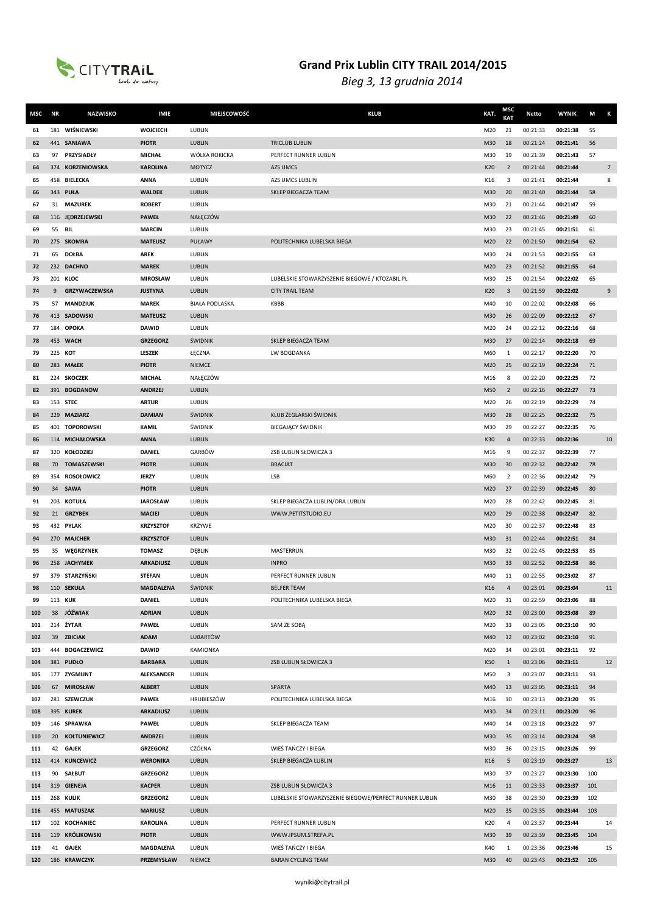# Grand Prix Lublin CITY TRAIL 2014/2015

*Bieg 3, 13 grudnia 2014*

| MSC | NR | NAZWISKO | IMIE | MIEJSCOWOŚĆ | KLUB | KAT. | MSC KAT | Netto | WYNIK | M | K |
|---|---|---|---|---|---|---|---|---|---|---|---|
| 61 | 181 | WIŚNIEWSKI | WOJCIECH | LUBLIN | | M20 | 21 | 00:21:33 | 00:21:38 | 55 | |
| 62 | 441 | SANIAWA | PIOTR | LUBLIN | TRICLUB LUBLIN | M30 | 18 | 00:21:24 | 00:21:41 | 56 | |
| 63 | 97 | PRZYSIADŁY | MICHAŁ | WÓLKA ROKICKA | PERFECT RUNNER LUBLIN | M30 | 19 | 00:21:39 | 00:21:43 | 57 | |
| 64 | 374 | KORZENIOWSKA | KAROLINA | MOTYCZ | AZS UMCS | K20 | 2 | 00:21:44 | 00:21:44 | | 7 |
| 65 | 458 | BIELECKA | ANNA | LUBLIN | AZS UMCS LUBLIN | K16 | 3 | 00:21:41 | 00:21:44 | | 8 |
| 66 | 343 | PUŁA | WALDEK | LUBLIN | SKLEP BIEGACZA TEAM | M30 | 20 | 00:21:40 | 00:21:44 | 58 | |
| 67 | 31 | MAZUREK | ROBERT | LUBLIN | | M30 | 21 | 00:21:44 | 00:21:47 | 59 | |
| 68 | 116 | JĘDRZEJEWSKI | PAWEŁ | NAŁĘCZÓW | | M30 | 22 | 00:21:46 | 00:21:49 | 60 | |
| 69 | 55 | BIL | MARCIN | LUBLIN | | M30 | 23 | 00:21:45 | 00:21:51 | 61 | |
| 70 | 275 | SKOMRA | MATEUSZ | PUŁAWY | POLITECHNIKA LUBELSKA BIEGA | M20 | 22 | 00:21:50 | 00:21:54 | 62 | |
| 71 | 65 | DOŁBA | AREK | LUBLIN | | M30 | 24 | 00:21:53 | 00:21:55 | 63 | |
| 72 | 232 | DACHNO | MAREK | LUBLIN | | M20 | 23 | 00:21:52 | 00:21:55 | 64 | |
| 73 | 201 | KLOC | MIROSŁAW | LUBLIN | LUBELSKIE STOWARZYSZENIE BIEGOWE / KTOZABIL.PL | M30 | 25 | 00:21:54 | 00:22:02 | 65 | |
| 74 | 9 | GRZYWACZEWSKA | JUSTYNA | LUBLIN | CITY TRAIL TEAM | K20 | 3 | 00:21:59 | 00:22:02 | | 9 |
| 75 | 57 | MANDZIUK | MAREK | BIAŁA PODLASKA | KBBB | M40 | 10 | 00:22:02 | 00:22:08 | 66 | |
| 76 | 413 | SADOWSKI | MATEUSZ | LUBLIN | | M30 | 26 | 00:22:09 | 00:22:12 | 67 | |
| 77 | 184 | OPOKA | DAWID | LUBLIN | | M20 | 24 | 00:22:12 | 00:22:16 | 68 | |
| 78 | 453 | WACH | GRZEGORZ | ŚWIDNIK | SKLEP BIEGACZA TEAM | M30 | 27 | 00:22:14 | 00:22:18 | 69 | |
| 79 | 225 | KOT | LESZEK | ŁĘCZNA | LW BOGDANKA | M60 | 1 | 00:22:17 | 00:22:20 | 70 | |
| 80 | 283 | MAŁEK | PIOTR | NIEMCE | | M20 | 25 | 00:22:19 | 00:22:24 | 71 | |
| 81 | 224 | SKOCZEK | MICHAŁ | NAŁĘCZÓW | | M16 | 8 | 00:22:20 | 00:22:25 | 72 | |
| 82 | 391 | BOGDANOW | ANDRZEJ | LUBLIN | | M50 | 2 | 00:22:16 | 00:22:27 | 73 | |
| 83 | 153 | STEC | ARTUR | LUBLIN | | M20 | 26 | 00:22:19 | 00:22:29 | 74 | |
| 84 | 229 | MAZIARZ | DAMIAN | ŚWIDNIK | KLUB ŻEGLARSKI ŚWIDNIK | M30 | 28 | 00:22:25 | 00:22:32 | 75 | |
| 85 | 401 | TOPOROWSKI | KAMIL | ŚWIDNIK | BIEGAJĄCY ŚWIDNIK | M30 | 29 | 00:22:27 | 00:22:35 | 76 | |
| 86 | 114 | MICHAŁOWSKA | ANNA | LUBLIN | | K30 | 4 | 00:22:33 | 00:22:36 | | 10 |
| 87 | 320 | KOŁODZIEJ | DANIEL | GARBÓW | ZSB LUBLIN SŁOWICZA 3 | M16 | 9 | 00:22:37 | 00:22:39 | 77 | |
| 88 | 70 | TOMASZEWSKI | PIOTR | LUBLIN | BRACIAT | M30 | 30 | 00:22:32 | 00:22:42 | 78 | |
| 89 | 354 | ROSOŁOWICZ | JERZY | LUBLIN | LSB | M60 | 2 | 00:22:36 | 00:22:42 | 79 | |
| 90 | 34 | SAWA | PIOTR | LUBLIN | | M20 | 27 | 00:22:39 | 00:22:45 | 80 | |
| 91 | 203 | KOTUŁA | JAROSŁAW | LUBLIN | SKLEP BIEGACZA LUBLIN/ORA LUBLIN | M20 | 28 | 00:22:42 | 00:22:45 | 81 | |
| 92 | 21 | GRZYBEK | MACIEJ | LUBLIN | WWW.PETITSTUDIO.EU | M20 | 29 | 00:22:38 | 00:22:47 | 82 | |
| 93 | 432 | PYLAK | KRZYSZTOF | KRZYWE | | M20 | 30 | 00:22:37 | 00:22:48 | 83 | |
| 94 | 270 | MAJCHER | KRZYSZTOF | LUBLIN | | M30 | 31 | 00:22:44 | 00:22:51 | 84 | |
| 95 | 35 | WĘGRZYNEK | TOMASZ | DĘBLIN | MASTERRUN | M30 | 32 | 00:22:45 | 00:22:53 | 85 | |
| 96 | 258 | JACHYMEK | ARKADIUSZ | LUBLIN | INPRO | M30 | 33 | 00:22:52 | 00:22:58 | 86 | |
| 97 | 379 | STARZYŃSKI | STEFAN | LUBLIN | PERFECT RUNNER LUBLIN | M40 | 11 | 00:22:55 | 00:23:02 | 87 | |
| 98 | 110 | SEKUŁA | MAGDALENA | ŚWIDNIK | BELFER TEAM | K16 | 4 | 00:23:01 | 00:23:04 | | 11 |
| 99 | 113 | KUK | DANIEL | LUBLIN | POLITECHNIKA LUBELSKA BIEGA | M20 | 31 | 00:22:59 | 00:23:06 | 88 | |
| 100 | 38 | JÓŹWIAK | ADRIAN | LUBLIN | | M20 | 32 | 00:23:00 | 00:23:08 | 89 | |
| 101 | 214 | ŻYTAR | PAWEŁ | LUBLIN | SAM ZE SOBĄ | M20 | 33 | 00:23:05 | 00:23:10 | 90 | |
| 102 | 39 | ZBICIAK | ADAM | LUBARTÓW | | M40 | 12 | 00:23:02 | 00:23:10 | 91 | |
| 103 | 444 | BOGACZEWICZ | DAWID | KAMIONKA | | M20 | 34 | 00:23:01 | 00:23:11 | 92 | |
| 104 | 381 | PUDŁO | BARBARA | LUBLIN | ZSB LUBLIN SŁOWICZA 3 | K50 | 1 | 00:23:06 | 00:23:11 | | 12 |
| 105 | 177 | ZYGMUNT | ALEKSANDER | LUBLIN | | M50 | 3 | 00:23:07 | 00:23:11 | 93 | |
| 106 | 67 | MIROSŁAW | ALBERT | LUBLIN | SPARTA | M40 | 13 | 00:23:05 | 00:23:11 | 94 | |
| 107 | 281 | SZEWCZUK | PAWEŁ | HRUBIESZÓW | POLITECHNIKA LUBELSKA BIEGA | M16 | 10 | 00:23:13 | 00:23:20 | 95 | |
| 108 | 395 | KUREK | ARKADIUSZ | LUBLIN | | M30 | 34 | 00:23:11 | 00:23:20 | 96 | |
| 109 | 146 | SPRAWKA | PAWEŁ | LUBLIN | SKLEP BIEGACZA TEAM | M40 | 14 | 00:23:18 | 00:23:22 | 97 | |
| 110 | 20 | KOŁTUNIEWICZ | ANDRZEJ | LUBLIN | | M30 | 35 | 00:23:14 | 00:23:24 | 98 | |
| 111 | 42 | GAJEK | GRZEGORZ | CZÓŁNA | WIEŚ TAŃCZY I BIEGA | M30 | 36 | 00:23:15 | 00:23:26 | 99 | |
| 112 | 414 | KUNCEWICZ | WERONIKA | LUBLIN | SKLEP BIEGACZA LUBLIN | K16 | 5 | 00:23:19 | 00:23:27 | | 13 |
| 113 | 90 | SAŁBUT | GRZEGORZ | LUBLIN | | M30 | 37 | 00:23:27 | 00:23:30 | 100 | |
| 114 | 319 | GIENEJA | KACPER | LUBLIN | ZSB LUBLIN SŁOWICZA 3 | M16 | 11 | 00:23:33 | 00:23:37 | 101 | |
| 115 | 268 | KULIK | GRZEGORZ | LUBLIN | LUBELSKIE STOWARZYSZENIE BIEGOWE/PERFECT RUNNER LUBLIN | M30 | 38 | 00:23:30 | 00:23:39 | 102 | |
| 116 | 455 | MATUSZAK | MARIUSZ | LUBLIN | | M20 | 35 | 00:23:35 | 00:23:44 | 103 | |
| 117 | 102 | KOCHANIEC | KAROLINA | LUBLIN | PERFECT RUNNER LUBLIN | K20 | 4 | 00:23:37 | 00:23:44 | | 14 |
| 118 | 119 | KRÓLIKOWSKI | PIOTR | LUBLIN | WWW.IPSUM.STREFA.PL | M30 | 39 | 00:23:39 | 00:23:45 | 104 | |
| 119 | 41 | GAJEK | MAGDALENA | LUBLIN | WIEŚ TAŃCZY I BIEGA | K40 | 1 | 00:23:36 | 00:23:46 | | 15 |
| 120 | 186 | KRAWCZYK | PRZEMYSŁAW | NIEMCE | BARAN CYCLING TEAM | M30 | 40 | 00:23:43 | 00:23:52 | 105 | |

wyniki@citytrail.pl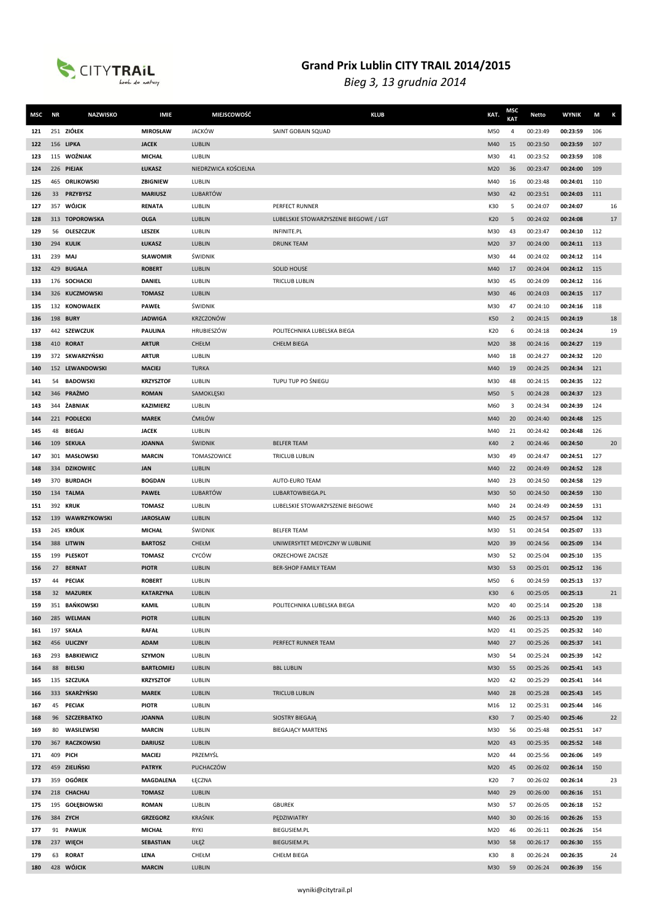# Grand Prix Lublin CITY TRAIL 2014/2015

*Bieg 3, 13 grudnia 2014*

| MSC | NR | NAZWISKO | IMIE | MIEJSCOWOŚĆ | KLUB | KAT. | MSC KAT | Netto | WYNIK | M | K |
|---|---|---|---|---|---|---|---|---|---|---|---|
| 121 | 251 | ZIÓŁEK | MIROSŁAW | JACKÓW | SAINT GOBAIN SQUAD | M50 | 4 | 00:23:49 | 00:23:59 | 106 | |
| 122 | 156 | LIPKA | JACEK | LUBLIN | | M40 | 15 | 00:23:50 | 00:23:59 | 107 | |
| 123 | 115 | WOŹNIAK | MICHAŁ | LUBLIN | | M30 | 41 | 00:23:52 | 00:23:59 | 108 | |
| 124 | 226 | PIEJAK | ŁUKASZ | NIEDRZWICA KOŚCIELNA | | M20 | 36 | 00:23:47 | 00:24:00 | 109 | |
| 125 | 465 | ORLIKOWSKI | ZBIGNIEW | LUBLIN | | M40 | 16 | 00:23:48 | 00:24:01 | 110 | |
| 126 | 33 | PRZYBYSZ | MARIUSZ | LUBARTÓW | | M30 | 42 | 00:23:51 | 00:24:03 | 111 | |
| 127 | 357 | WÓJCIK | RENATA | LUBLIN | PERFECT RUNNER | K30 | 5 | 00:24:07 | 00:24:07 | | 16 |
| 128 | 313 | TOPOROWSKA | OLGA | LUBLIN | LUBELSKIE STOWARZYSZENIE BIEGOWE / LGT | K20 | 5 | 00:24:02 | 00:24:08 | | 17 |
| 129 | 56 | OLESZCZUK | LESZEK | LUBLIN | INFINITE.PL | M30 | 43 | 00:23:47 | 00:24:10 | 112 | |
| 130 | 294 | KULIK | ŁUKASZ | LUBLIN | DRUNK TEAM | M20 | 37 | 00:24:00 | 00:24:11 | 113 | |
| 131 | 239 | MAJ | SŁAWOMIR | ŚWIDNIK | | M30 | 44 | 00:24:02 | 00:24:12 | 114 | |
| 132 | 429 | BUGAŁA | ROBERT | LUBLIN | SOLID HOUSE | M40 | 17 | 00:24:04 | 00:24:12 | 115 | |
| 133 | 176 | SOCHACKI | DANIEL | LUBLIN | TRICLUB LUBLIN | M30 | 45 | 00:24:09 | 00:24:12 | 116 | |
| 134 | 326 | KUCZMOWSKI | TOMASZ | LUBLIN | | M30 | 46 | 00:24:03 | 00:24:15 | 117 | |
| 135 | 132 | KONOWAŁEK | PAWEŁ | ŚWIDNIK | | M30 | 47 | 00:24:10 | 00:24:16 | 118 | |
| 136 | 198 | BURY | JADWIGA | KRZCZONÓW | | K50 | 2 | 00:24:15 | 00:24:19 | | 18 |
| 137 | 442 | SZEWCZUK | PAULINA | HRUBIESZÓW | POLITECHNIKA LUBELSKA BIEGA | K20 | 6 | 00:24:18 | 00:24:24 | | 19 |
| 138 | 410 | RORAT | ARTUR | CHEŁM | CHEŁM BIEGA | M20 | 38 | 00:24:16 | 00:24:27 | 119 | |
| 139 | 372 | SKWARZYŃSKI | ARTUR | LUBLIN | | M40 | 18 | 00:24:27 | 00:24:32 | 120 | |
| 140 | 152 | LEWANDOWSKI | MACIEJ | TURKA | | M40 | 19 | 00:24:25 | 00:24:34 | 121 | |
| 141 | 54 | BADOWSKI | KRZYSZTOF | LUBLIN | TUPU TUP PO ŚNIEGU | M30 | 48 | 00:24:15 | 00:24:35 | 122 | |
| 142 | 346 | PRAŻMO | ROMAN | SAMOKLĘSKI | | M50 | 5 | 00:24:28 | 00:24:37 | 123 | |
| 143 | 344 | ŻABNIAK | KAZIMIERZ | LUBLIN | | M60 | 3 | 00:24:34 | 00:24:39 | 124 | |
| 144 | 221 | PODLECKI | MAREK | ĆMIŁÓW | | M40 | 20 | 00:24:40 | 00:24:48 | 125 | |
| 145 | 48 | BIEGAJ | JACEK | LUBLIN | | M40 | 21 | 00:24:42 | 00:24:48 | 126 | |
| 146 | 109 | SEKUŁA | JOANNA | ŚWIDNIK | BELFER TEAM | K40 | 2 | 00:24:46 | 00:24:50 | | 20 |
| 147 | 301 | MASŁOWSKI | MARCIN | TOMASZOWICE | TRICLUB LUBLIN | M30 | 49 | 00:24:47 | 00:24:51 | 127 | |
| 148 | 334 | DZIKOWIEC | JAN | LUBLIN | | M40 | 22 | 00:24:49 | 00:24:52 | 128 | |
| 149 | 370 | BURDACH | BOGDAN | LUBLIN | AUTO-EURO TEAM | M40 | 23 | 00:24:50 | 00:24:58 | 129 | |
| 150 | 134 | TALMA | PAWEŁ | LUBARTÓW | LUBARTOWBIEGA.PL | M30 | 50 | 00:24:50 | 00:24:59 | 130 | |
| 151 | 392 | KRUK | TOMASZ | LUBLIN | LUBELSKIE STOWARZYSZENIE BIEGOWE | M40 | 24 | 00:24:49 | 00:24:59 | 131 | |
| 152 | 139 | WAWRZYKOWSKI | JAROSŁAW | LUBLIN | | M40 | 25 | 00:24:57 | 00:25:04 | 132 | |
| 153 | 245 | KRÓLIK | MICHAŁ | ŚWIDNIK | BELFER TEAM | M30 | 51 | 00:24:54 | 00:25:07 | 133 | |
| 154 | 388 | LITWIN | BARTOSZ | CHEŁM | UNIWERSYTET MEDYCZNY W LUBLINIE | M20 | 39 | 00:24:56 | 00:25:09 | 134 | |
| 155 | 199 | PLESKOT | TOMASZ | CYCÓW | ORZECHOWE ZACISZE | M30 | 52 | 00:25:04 | 00:25:10 | 135 | |
| 156 | 27 | BERNAT | PIOTR | LUBLIN | BER-SHOP FAMILY TEAM | M30 | 53 | 00:25:01 | 00:25:12 | 136 | |
| 157 | 44 | PECIAK | ROBERT | LUBLIN | | M50 | 6 | 00:24:59 | 00:25:13 | 137 | |
| 158 | 32 | MAZUREK | KATARZYNA | LUBLIN | | K30 | 6 | 00:25:05 | 00:25:13 | | 21 |
| 159 | 351 | BAŃKOWSKI | KAMIL | LUBLIN | POLITECHNIKA LUBELSKA BIEGA | M20 | 40 | 00:25:14 | 00:25:20 | 138 | |
| 160 | 285 | WELMAN | PIOTR | LUBLIN | | M40 | 26 | 00:25:13 | 00:25:20 | 139 | |
| 161 | 197 | SKAŁA | RAFAŁ | LUBLIN | | M20 | 41 | 00:25:25 | 00:25:32 | 140 | |
| 162 | 456 | ULICZNY | ADAM | LUBLIN | PERFECT RUNNER TEAM | M40 | 27 | 00:25:26 | 00:25:37 | 141 | |
| 163 | 293 | BABKIEWICZ | SZYMON | LUBLIN | | M30 | 54 | 00:25:24 | 00:25:39 | 142 | |
| 164 | 88 | BIELSKI | BARTŁOMIEJ | LUBLIN | BBL LUBLIN | M30 | 55 | 00:25:26 | 00:25:41 | 143 | |
| 165 | 135 | SZCZUKA | KRZYSZTOF | LUBLIN | | M20 | 42 | 00:25:29 | 00:25:41 | 144 | |
| 166 | 333 | SKARŻYŃSKI | MAREK | LUBLIN | TRICLUB LUBLIN | M40 | 28 | 00:25:28 | 00:25:43 | 145 | |
| 167 | 45 | PECIAK | PIOTR | LUBLIN | | M16 | 12 | 00:25:31 | 00:25:44 | 146 | |
| 168 | 96 | SZCZERBATKO | JOANNA | LUBLIN | SIOSTRY BIEGAJĄ | K30 | 7 | 00:25:40 | 00:25:46 | | 22 |
| 169 | 80 | WASILEWSKI | MARCIN | LUBLIN | BIEGAJĄCY MARTENS | M30 | 56 | 00:25:48 | 00:25:51 | 147 | |
| 170 | 367 | RACZKOWSKI | DARIUSZ | LUBLIN | | M20 | 43 | 00:25:35 | 00:25:52 | 148 | |
| 171 | 409 | PICH | MACIEJ | PRZEMYŚL | | M20 | 44 | 00:25:56 | 00:26:06 | 149 | |
| 172 | 459 | ZIELIŃSKI | PATRYK | PUCHACZÓW | | M20 | 45 | 00:26:02 | 00:26:14 | 150 | |
| 173 | 359 | OGÓREK | MAGDALENA | ŁĘCZNA | | K20 | 7 | 00:26:02 | 00:26:14 | | 23 |
| 174 | 218 | CHACHAJ | TOMASZ | LUBLIN | | M40 | 29 | 00:26:00 | 00:26:16 | 151 | |
| 175 | 195 | GOŁĘBIOWSKI | ROMAN | LUBLIN | GBUREK | M30 | 57 | 00:26:05 | 00:26:18 | 152 | |
| 176 | 384 | ZYCH | GRZEGORZ | KRAŚNIK | PĘDZIWIATRY | M40 | 30 | 00:26:16 | 00:26:26 | 153 | |
| 177 | 91 | PAWLIK | MICHAŁ | RYKI | BIEGUSIEM.PL | M20 | 46 | 00:26:11 | 00:26:26 | 154 | |
| 178 | 237 | WIĘCH | SEBASTIAN | UŁĘŻ | BIEGUSIEM.PL | M30 | 58 | 00:26:17 | 00:26:30 | 155 | |
| 179 | 63 | RORAT | LENA | CHEŁM | CHEŁM BIEGA | K30 | 8 | 00:26:24 | 00:26:35 | | 24 |
| 180 | 428 | WÓJCIK | MARCIN | LUBLIN | | M30 | 59 | 00:26:24 | 00:26:39 | 156 | |

wyniki@citytrail.pl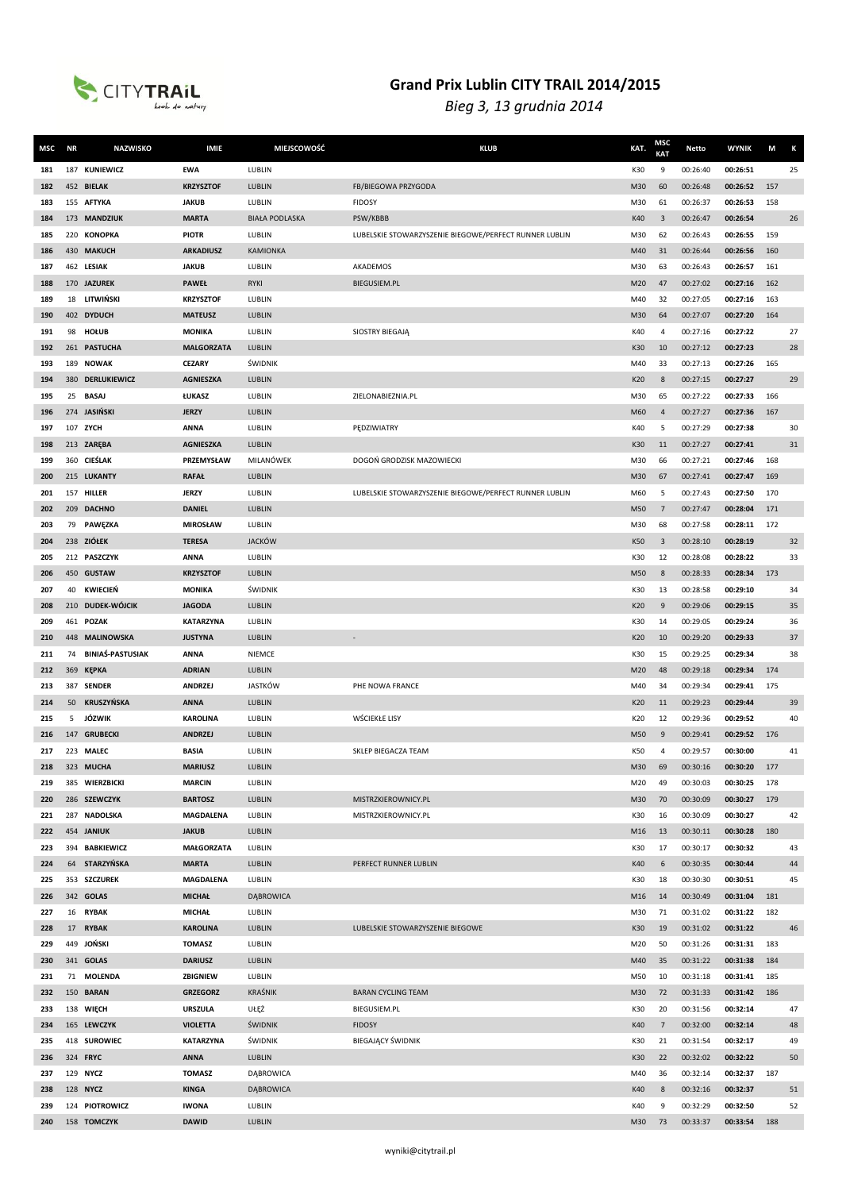# Grand Prix Lublin CITY TRAIL 2014/2015

*Bieg 3, 13 grudnia 2014*

| MSC | NR | NAZWISKO | IMIE | MIEJSCOWOŚĆ | KLUB | KAT. | MSC KAT | Netto | WYNIK | M | K |
|---|---|---|---|---|---|---|---|---|---|---|---|
| 181 | 187 | KUNIEWICZ | EWA | LUBLIN | | K30 | 9 | 00:26:40 | 00:26:51 | | 25 |
| 182 | 452 | BIELAK | KRZYSZTOF | LUBLIN | FB/BIEGOWA PRZYGODA | M30 | 60 | 00:26:48 | 00:26:52 | 157 | |
| 183 | 155 | AFTYKA | JAKUB | LUBLIN | FIDOSY | M30 | 61 | 00:26:37 | 00:26:53 | 158 | |
| 184 | 173 | MANDZIUK | MARTA | BIAŁA PODLASKA | PSW/KBBB | K40 | 3 | 00:26:47 | 00:26:54 | | 26 |
| 185 | 220 | KONOPKA | PIOTR | LUBLIN | LUBELSKIE STOWARZYSZENIE BIEGOWE/PERFECT RUNNER LUBLIN | M30 | 62 | 00:26:43 | 00:26:55 | 159 | |
| 186 | 430 | MAKUCH | ARKADIUSZ | KAMIONKA | | M40 | 31 | 00:26:44 | 00:26:56 | 160 | |
| 187 | 462 | LESIAK | JAKUB | LUBLIN | AKADEMOS | M30 | 63 | 00:26:43 | 00:26:57 | 161 | |
| 188 | 170 | JAZUREK | PAWEŁ | RYKI | BIEGUSIEM.PL | M20 | 47 | 00:27:02 | 00:27:16 | 162 | |
| 189 | 18 | LITWIŃSKI | KRZYSZTOF | LUBLIN | | M40 | 32 | 00:27:05 | 00:27:16 | 163 | |
| 190 | 402 | DYDUCH | MATEUSZ | LUBLIN | | M30 | 64 | 00:27:07 | 00:27:20 | 164 | |
| 191 | 98 | HOŁUB | MONIKA | LUBLIN | SIOSTRY BIEGAJĄ | K40 | 4 | 00:27:16 | 00:27:22 | | 27 |
| 192 | 261 | PASTUCHA | MALGORZATA | LUBLIN | | K30 | 10 | 00:27:12 | 00:27:23 | | 28 |
| 193 | 189 | NOWAK | CEZARY | ŚWIDNIK | | M40 | 33 | 00:27:13 | 00:27:26 | 165 | |
| 194 | 380 | DERLUKIEWICZ | AGNIESZKA | LUBLIN | | K20 | 8 | 00:27:15 | 00:27:27 | | 29 |
| 195 | 25 | BASAJ | ŁUKASZ | LUBLIN | ZIELONABIEZNIA.PL | M30 | 65 | 00:27:22 | 00:27:33 | 166 | |
| 196 | 274 | JASIŃSKI | JERZY | LUBLIN | | M60 | 4 | 00:27:27 | 00:27:36 | 167 | |
| 197 | 107 | ZYCH | ANNA | LUBLIN | PĘDZIWIATRY | K40 | 5 | 00:27:29 | 00:27:38 | | 30 |
| 198 | 213 | ZARĘBA | AGNIESZKA | LUBLIN | | K30 | 11 | 00:27:27 | 00:27:41 | | 31 |
| 199 | 360 | CIEŚLAK | PRZEMYSŁAW | MILANÓWEK | DOGOŃ GRODZISK MAZOWIECKI | M30 | 66 | 00:27:21 | 00:27:46 | 168 | |
| 200 | 215 | LUKANTY | RAFAŁ | LUBLIN | | M30 | 67 | 00:27:41 | 00:27:47 | 169 | |
| 201 | 157 | HILLER | JERZY | LUBLIN | LUBELSKIE STOWARZYSZENIE BIEGOWE/PERFECT RUNNER LUBLIN | M60 | 5 | 00:27:43 | 00:27:50 | 170 | |
| 202 | 209 | DACHNO | DANIEL | LUBLIN | | M50 | 7 | 00:27:47 | 00:28:04 | 171 | |
| 203 | 79 | PAWĘZKA | MIROSŁAW | LUBLIN | | M30 | 68 | 00:27:58 | 00:28:11 | 172 | |
| 204 | 238 | ZIÓŁEK | TERESA | JACKÓW | | K50 | 3 | 00:28:10 | 00:28:19 | | 32 |
| 205 | 212 | PASZCZYK | ANNA | LUBLIN | | K30 | 12 | 00:28:08 | 00:28:22 | | 33 |
| 206 | 450 | GUSTAW | KRZYSZTOF | LUBLIN | | M50 | 8 | 00:28:33 | 00:28:34 | 173 | |
| 207 | 40 | KWIECIEŃ | MONIKA | ŚWIDNIK | | K30 | 13 | 00:28:58 | 00:29:10 | | 34 |
| 208 | 210 | DUDEK-WÓJCIK | JAGODA | LUBLIN | | K20 | 9 | 00:29:06 | 00:29:15 | | 35 |
| 209 | 461 | POZAK | KATARZYNA | LUBLIN | | K30 | 14 | 00:29:05 | 00:29:24 | | 36 |
| 210 | 448 | MALINOWSKA | JUSTYNA | LUBLIN | - | K20 | 10 | 00:29:20 | 00:29:33 | | 37 |
| 211 | 74 | BINIAŚ-PASTUSIAK | ANNA | NIEMCE | | K30 | 15 | 00:29:25 | 00:29:34 | | 38 |
| 212 | 369 | KĘPKA | ADRIAN | LUBLIN | | M20 | 48 | 00:29:18 | 00:29:34 | 174 | |
| 213 | 387 | SENDER | ANDRZEJ | JASTKÓW | PHE NOWA FRANCE | M40 | 34 | 00:29:34 | 00:29:41 | 175 | |
| 214 | 50 | KRUSZYŃSKA | ANNA | LUBLIN | | K20 | 11 | 00:29:23 | 00:29:44 | | 39 |
| 215 | 5 | JÓZWIK | KAROLINA | LUBLIN | WŚCIEKŁE LISY | K20 | 12 | 00:29:36 | 00:29:52 | | 40 |
| 216 | 147 | GRUBECKI | ANDRZEJ | LUBLIN | | M50 | 9 | 00:29:41 | 00:29:52 | 176 | |
| 217 | 223 | MALEC | BASIA | LUBLIN | SKLEP BIEGACZA TEAM | K50 | 4 | 00:29:57 | 00:30:00 | | 41 |
| 218 | 323 | MUCHA | MARIUSZ | LUBLIN | | M30 | 69 | 00:30:16 | 00:30:20 | 177 | |
| 219 | 385 | WIERZBICKI | MARCIN | LUBLIN | | M20 | 49 | 00:30:03 | 00:30:25 | 178 | |
| 220 | 286 | SZEWCZYK | BARTOSZ | LUBLIN | MISTRZKIEROWNICY.PL | M30 | 70 | 00:30:09 | 00:30:27 | 179 | |
| 221 | 287 | NADOLSKA | MAGDALENA | LUBLIN | MISTRZKIEROWNICY.PL | K30 | 16 | 00:30:09 | 00:30:27 | | 42 |
| 222 | 454 | JANIUK | JAKUB | LUBLIN | | M16 | 13 | 00:30:11 | 00:30:28 | 180 | |
| 223 | 394 | BABKIEWICZ | MAŁGORZATA | LUBLIN | | K30 | 17 | 00:30:17 | 00:30:32 | | 43 |
| 224 | 64 | STARZYŃSKA | MARTA | LUBLIN | PERFECT RUNNER LUBLIN | K40 | 6 | 00:30:35 | 00:30:44 | | 44 |
| 225 | 353 | SZCZUREK | MAGDALENA | LUBLIN | | K30 | 18 | 00:30:30 | 00:30:51 | | 45 |
| 226 | 342 | GOLAS | MICHAŁ | DĄBROWICA | | M16 | 14 | 00:30:49 | 00:31:04 | 181 | |
| 227 | 16 | RYBAK | MICHAŁ | LUBLIN | | M30 | 71 | 00:31:02 | 00:31:22 | 182 | |
| 228 | 17 | RYBAK | KAROLINA | LUBLIN | LUBELSKIE STOWARZYSZENIE BIEGOWE | K30 | 19 | 00:31:02 | 00:31:22 | | 46 |
| 229 | 449 | JOŃSKI | TOMASZ | LUBLIN | | M20 | 50 | 00:31:26 | 00:31:31 | 183 | |
| 230 | 341 | GOLAS | DARIUSZ | LUBLIN | | M40 | 35 | 00:31:22 | 00:31:38 | 184 | |
| 231 | 71 | MOLENDA | ZBIGNIEW | LUBLIN | | M50 | 10 | 00:31:18 | 00:31:41 | 185 | |
| 232 | 150 | BARAN | GRZEGORZ | KRAŚNIK | BARAN CYCLING TEAM | M30 | 72 | 00:31:33 | 00:31:42 | 186 | |
| 233 | 138 | WIĘCH | URSZULA | UŁĘŻ | BIEGUSIEM.PL | K30 | 20 | 00:31:56 | 00:32:14 | | 47 |
| 234 | 165 | LEWCZYK | VIOLETTA | ŚWIDNIK | FIDOSY | K40 | 7 | 00:32:00 | 00:32:14 | | 48 |
| 235 | 418 | SUROWIEC | KATARZYNA | ŚWIDNIK | BIEGAJĄCY ŚWIDNIK | K30 | 21 | 00:31:54 | 00:32:17 | | 49 |
| 236 | 324 | FRYC | ANNA | LUBLIN | | K30 | 22 | 00:32:02 | 00:32:22 | | 50 |
| 237 | 129 | NYCZ | TOMASZ | DĄBROWICA | | M40 | 36 | 00:32:14 | 00:32:37 | 187 | |
| 238 | 128 | NYCZ | KINGA | DĄBROWICA | | K40 | 8 | 00:32:16 | 00:32:37 | | 51 |
| 239 | 124 | PIOTROWICZ | IWONA | LUBLIN | | K40 | 9 | 00:32:29 | 00:32:50 | | 52 |
| 240 | 158 | TOMCZYK | DAWID | LUBLIN | | M30 | 73 | 00:33:37 | 00:33:54 | 188 | |

wyniki@citytrail.pl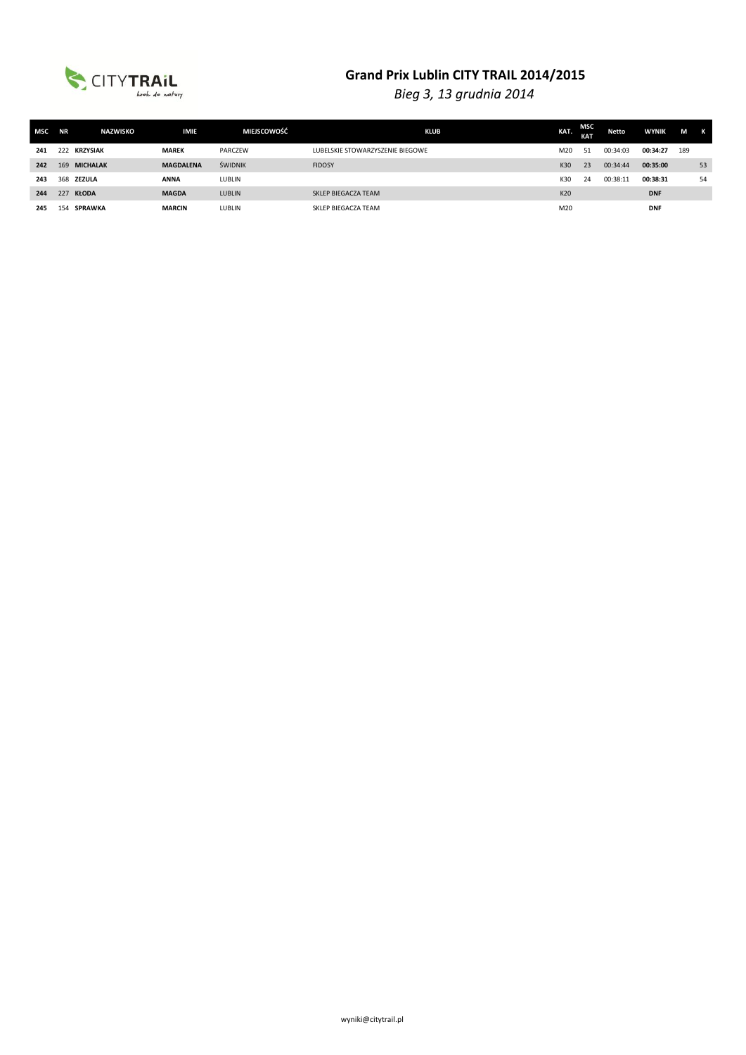# Grand Prix Lublin CITY TRAIL 2014/2015

*Bieg 3, 13 grudnia 2014*

| MSC | NR | NAZWISKO | IMIE | MIEJSCOWOŚĆ | KLUB | KAT. | MSC KAT | Netto | WYNIK | M | K |
|---|---|---|---|---|---|---|---|---|---|---|---|
| 241 | 222 | KRZYSIAK | MAREK | PARCZEW | LUBELSKIE STOWARZYSZENIE BIEGOWE | M20 | 51 | 00:34:03 | 00:34:27 | 189 | |
| 242 | 169 | MICHALAK | MAGDALENA | ŚWIDNIK | FIDOSY | K30 | 23 | 00:34:44 | 00:35:00 | | 53 |
| 243 | 368 | ZEZULA | ANNA | LUBLIN | | K30 | 24 | 00:38:11 | 00:38:31 | | 54 |
| 244 | 227 | KŁODA | MAGDA | LUBLIN | SKLEP BIEGACZA TEAM | K20 | | | DNF | | |
| 245 | 154 | SPRAWKA | MARCIN | LUBLIN | SKLEP BIEGACZA TEAM | M20 | | | DNF | | |

wyniki@citytrail.pl